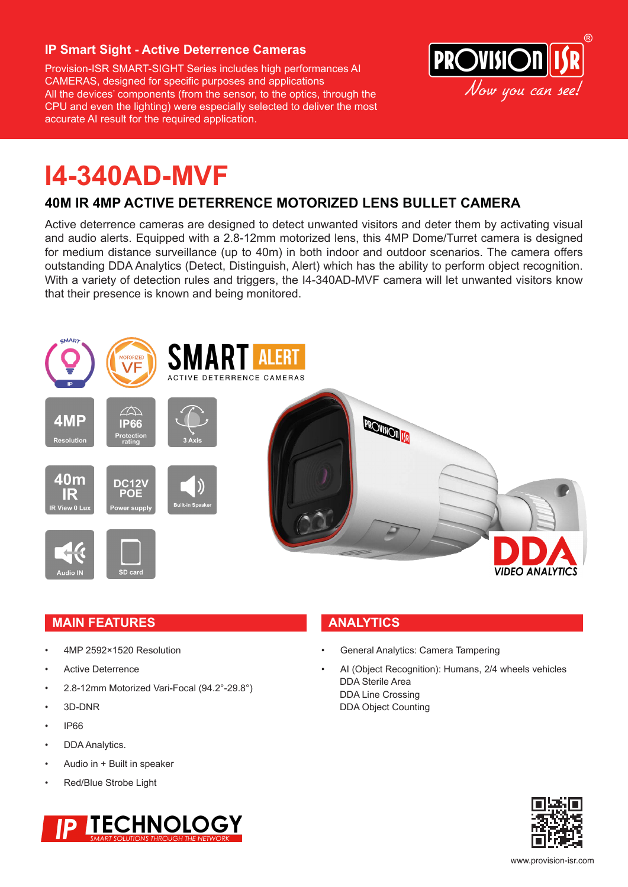## IP Smart Sight - Active Deterrence Cameras

Provision-ISR SMART-SIGHT Series includes high performances AI CAMERAS, designed for specific purposes and applications
All the devices' components (from the sensor, to the optics, through the CPU and even the lighting) were especially selected to deliver the most accurate AI result for the required application.

# I4-340AD-MVF

### 40M IR 4MP ACTIVE DETERRENCE MOTORIZED LENS BULLET CAMERA

Active deterrence cameras are designed to detect unwanted visitors and deter them by activating visual and audio alerts. Equipped with a 2.8-12mm motorized lens, this 4MP Dome/Turret camera is designed for medium distance surveillance (up to 40m) in both indoor and outdoor scenarios. The camera offers outstanding DDA Analytics (Detect, Distinguish, Alert) which has the ability to perform object recognition. With a variety of detection rules and triggers, the I4-340AD-MVF camera will let unwanted visitors know that their presence is known and being monitored.

SMART ALERT
ACTIVE DETERRENCE CAMERAS

- 4MP Resolution
- IP66 Protection rating
- 3 Axis
- 40m IR - IR View 0 Lux
- DC12V POE Power supply
- Built-in Speaker
- Audio IN
- SD card

DDA VIDEO ANALYTICS

## MAIN FEATURES

- 4MP 2592×1520 Resolution
- Active Deterrence
- 2.8-12mm Motorized Vari-Focal (94.2°-29.8°)
- 3D-DNR
- IP66
- DDA Analytics.
- Audio in + Built in speaker
- Red/Blue Strobe Light

## ANALYTICS

- General Analytics: Camera Tampering
- AI (Object Recognition): Humans, 2/4 wheels vehicles
  DDA Sterile Area
  DDA Line Crossing
  DDA Object Counting

IP TECHNOLOGY – SMART SOLUTIONS THROUGH THE NETWORK

www.provision-isr.com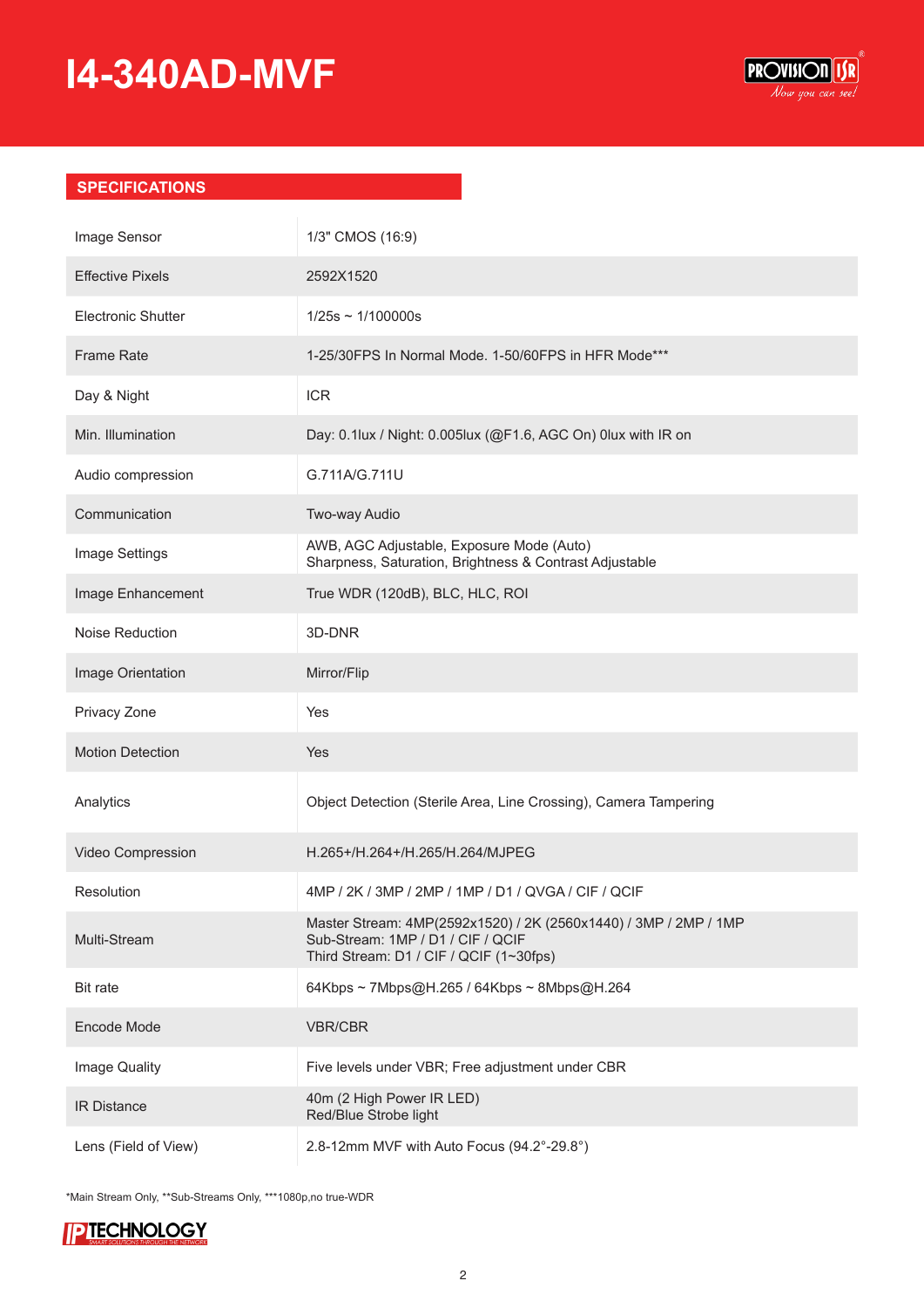# I4-340AD-MVF

## SPECIFICATIONS

| | |
|---|---|
| Image Sensor | 1/3" CMOS (16:9) |
| Effective Pixels | 2592X1520 |
| Electronic Shutter | 1/25s ~ 1/100000s |
| Frame Rate | 1-25/30FPS In Normal Mode. 1-50/60FPS in HFR Mode*** |
| Day & Night | ICR |
| Min. Illumination | Day: 0.1lux / Night: 0.005lux (@F1.6, AGC On) 0lux with IR on |
| Audio compression | G.711A/G.711U |
| Communication | Two-way Audio |
| Image Settings | AWB, AGC Adjustable, Exposure Mode (Auto)<br>Sharpness, Saturation, Brightness & Contrast Adjustable |
| Image Enhancement | True WDR (120dB), BLC, HLC, ROI |
| Noise Reduction | 3D-DNR |
| Image Orientation | Mirror/Flip |
| Privacy Zone | Yes |
| Motion Detection | Yes |
| Analytics | Object Detection (Sterile Area, Line Crossing), Camera Tampering |
| Video Compression | H.265+/H.264+/H.265/H.264/MJPEG |
| Resolution | 4MP / 2K / 3MP / 2MP / 1MP / D1 / QVGA / CIF / QCIF |
| Multi-Stream | Master Stream: 4MP(2592x1520) / 2K (2560x1440) / 3MP / 2MP / 1MP<br>Sub-Stream: 1MP / D1 / CIF / QCIF<br>Third Stream: D1 / CIF / QCIF (1~30fps) |
| Bit rate | 64Kbps ~ 7Mbps@H.265 / 64Kbps ~ 8Mbps@H.264 |
| Encode Mode | VBR/CBR |
| Image Quality | Five levels under VBR; Free adjustment under CBR |
| IR Distance | 40m (2 High Power IR LED)<br>Red/Blue Strobe light |
| Lens (Field of View) | 2.8-12mm MVF with Auto Focus (94.2°-29.8°) |

*Main Stream Only, **Sub-Streams Only, ***1080p,no true-WDR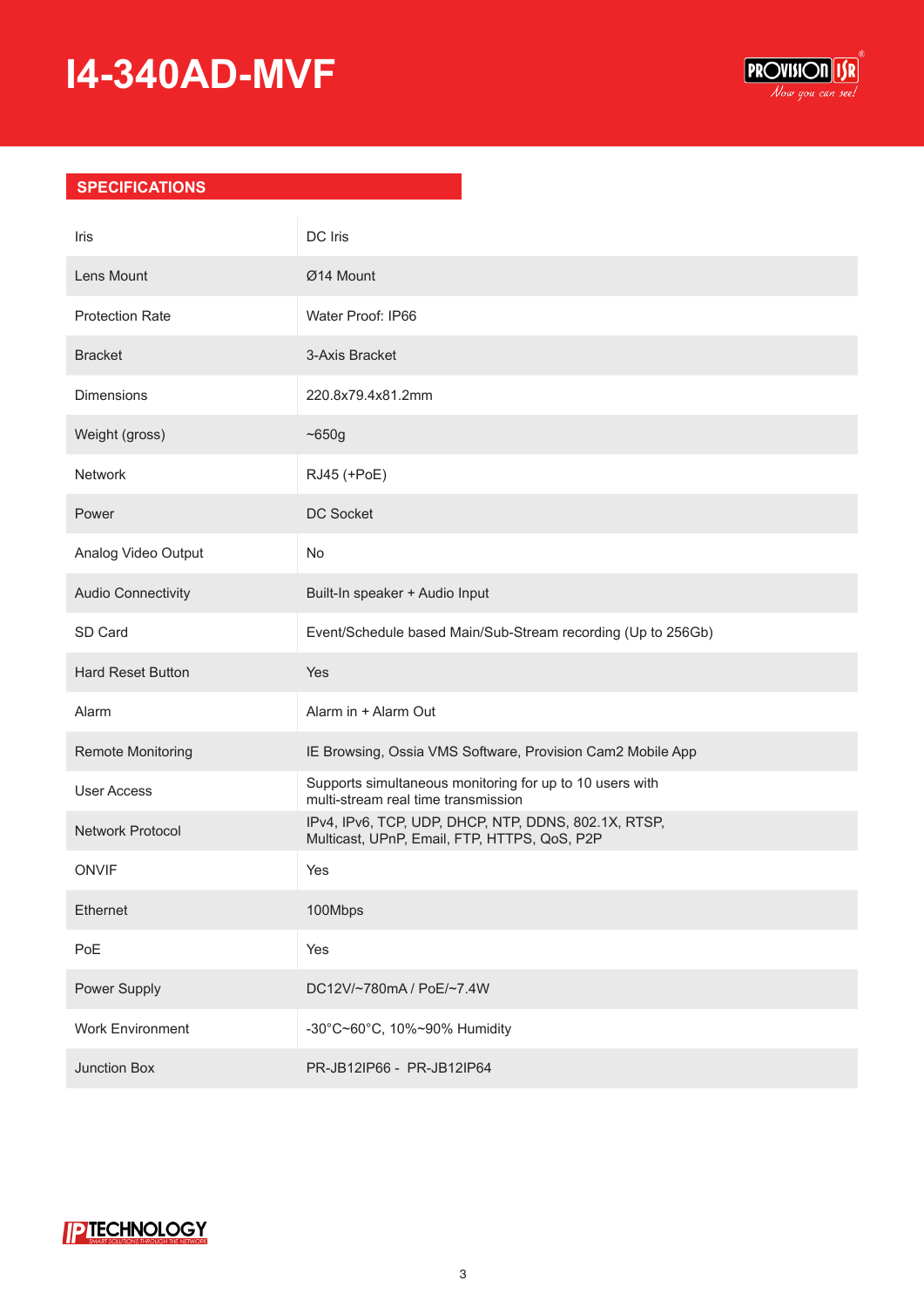# I4-340AD-MVF

## SPECIFICATIONS

| | |
|---|---|
| Iris | DC Iris |
| Lens Mount | Ø14 Mount |
| Protection Rate | Water Proof: IP66 |
| Bracket | 3-Axis Bracket |
| Dimensions | 220.8x79.4x81.2mm |
| Weight (gross) | ~650g |
| Network | RJ45 (+PoE) |
| Power | DC Socket |
| Analog Video Output | No |
| Audio Connectivity | Built-In speaker + Audio Input |
| SD Card | Event/Schedule based Main/Sub-Stream recording (Up to 256Gb) |
| Hard Reset Button | Yes |
| Alarm | Alarm in + Alarm Out |
| Remote Monitoring | IE Browsing, Ossia VMS Software, Provision Cam2 Mobile App |
| User Access | Supports simultaneous monitoring for up to 10 users with multi-stream real time transmission |
| Network Protocol | IPv4, IPv6, TCP, UDP, DHCP, NTP, DDNS, 802.1X, RTSP, Multicast, UPnP, Email, FTP, HTTPS, QoS, P2P |
| ONVIF | Yes |
| Ethernet | 100Mbps |
| PoE | Yes |
| Power Supply | DC12V/~780mA / PoE/~7.4W |
| Work Environment | -30°C~60°C, 10%~90% Humidity |
| Junction Box | PR-JB12IP66 - PR-JB12IP64 |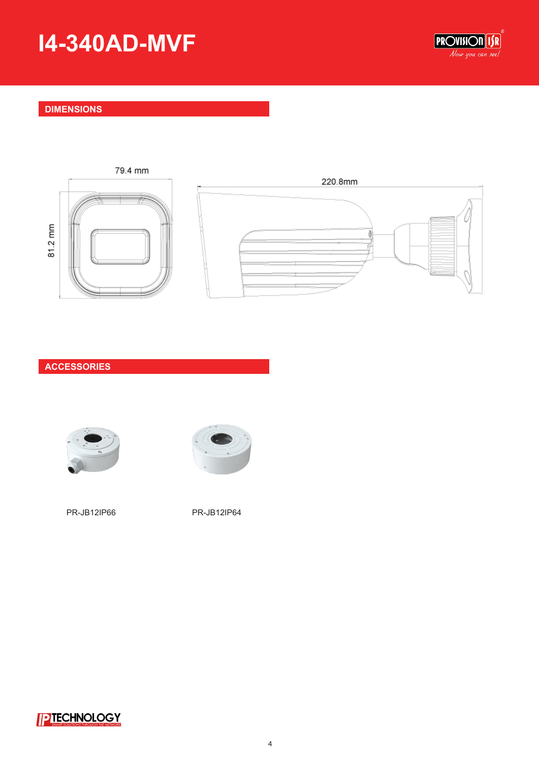# I4-340AD-MVF

## DIMENSIONS

79.4 mm

81.2 mm

220.8mm

## ACCESSORIES

PR-JB12IP66

PR-JB12IP64